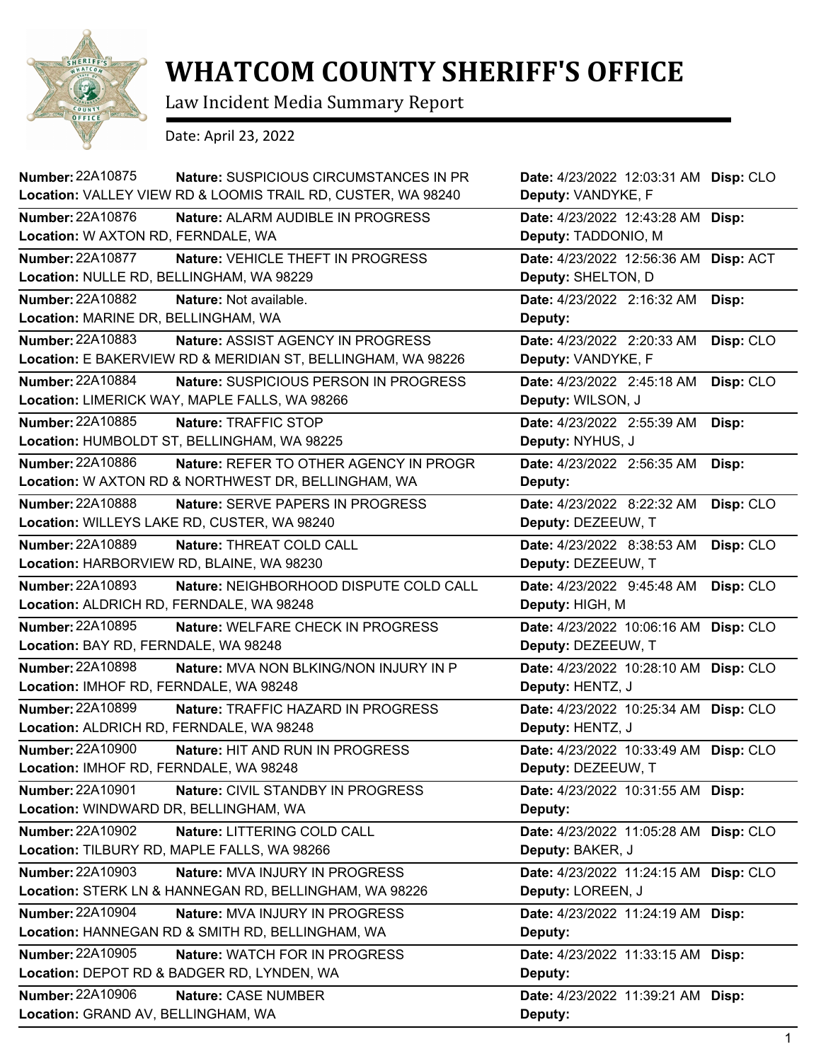# WHATCOM COUNTY SHERIFF'S OFFICE

Law Incident Media Summary Report

Date: April 23, 2022

| | | | | |
|---|---|---|---|---|
| **Number:** 22A10875 | **Nature:** SUSPICIOUS CIRCUMSTANCES IN PR | **Date:** 4/23/2022 12:03:31 AM | **Disp:** CLO | |
| **Location:** VALLEY VIEW RD & LOOMIS TRAIL RD, CUSTER, WA 98240 | | **Deputy:** VANDYKE, F | | |
| **Number:** 22A10876 | **Nature:** ALARM AUDIBLE IN PROGRESS | **Date:** 4/23/2022 12:43:28 AM | **Disp:** | |
| **Location:** W AXTON RD, FERNDALE, WA | | **Deputy:** TADDONIO, M | | |
| **Number:** 22A10877 | **Nature:** VEHICLE THEFT IN PROGRESS | **Date:** 4/23/2022 12:56:36 AM | **Disp:** ACT | |
| **Location:** NULLE RD, BELLINGHAM, WA 98229 | | **Deputy:** SHELTON, D | | |
| **Number:** 22A10882 | **Nature:** Not available. | **Date:** 4/23/2022 2:16:32 AM | **Disp:** | |
| **Location:** MARINE DR, BELLINGHAM, WA | | **Deputy:** | | |
| **Number:** 22A10883 | **Nature:** ASSIST AGENCY IN PROGRESS | **Date:** 4/23/2022 2:20:33 AM | **Disp:** CLO | |
| **Location:** E BAKERVIEW RD & MERIDIAN ST, BELLINGHAM, WA 98226 | | **Deputy:** VANDYKE, F | | |
| **Number:** 22A10884 | **Nature:** SUSPICIOUS PERSON IN PROGRESS | **Date:** 4/23/2022 2:45:18 AM | **Disp:** CLO | |
| **Location:** LIMERICK WAY, MAPLE FALLS, WA 98266 | | **Deputy:** WILSON, J | | |
| **Number:** 22A10885 | **Nature:** TRAFFIC STOP | **Date:** 4/23/2022 2:55:39 AM | **Disp:** | |
| **Location:** HUMBOLDT ST, BELLINGHAM, WA 98225 | | **Deputy:** NYHUS, J | | |
| **Number:** 22A10886 | **Nature:** REFER TO OTHER AGENCY IN PROGR | **Date:** 4/23/2022 2:56:35 AM | **Disp:** | |
| **Location:** W AXTON RD & NORTHWEST DR, BELLINGHAM, WA | | **Deputy:** | | |
| **Number:** 22A10888 | **Nature:** SERVE PAPERS IN PROGRESS | **Date:** 4/23/2022 8:22:32 AM | **Disp:** CLO | |
| **Location:** WILLEYS LAKE RD, CUSTER, WA 98240 | | **Deputy:** DEZEEUW, T | | |
| **Number:** 22A10889 | **Nature:** THREAT COLD CALL | **Date:** 4/23/2022 8:38:53 AM | **Disp:** CLO | |
| **Location:** HARBORVIEW RD, BLAINE, WA 98230 | | **Deputy:** DEZEEUW, T | | |
| **Number:** 22A10893 | **Nature:** NEIGHBORHOOD DISPUTE COLD CALL | **Date:** 4/23/2022 9:45:48 AM | **Disp:** CLO | |
| **Location:** ALDRICH RD, FERNDALE, WA 98248 | | **Deputy:** HIGH, M | | |
| **Number:** 22A10895 | **Nature:** WELFARE CHECK IN PROGRESS | **Date:** 4/23/2022 10:06:16 AM | **Disp:** CLO | |
| **Location:** BAY RD, FERNDALE, WA 98248 | | **Deputy:** DEZEEUW, T | | |
| **Number:** 22A10898 | **Nature:** MVA NON BLKING/NON INJURY IN P | **Date:** 4/23/2022 10:28:10 AM | **Disp:** CLO | |
| **Location:** IMHOF RD, FERNDALE, WA 98248 | | **Deputy:** HENTZ, J | | |
| **Number:** 22A10899 | **Nature:** TRAFFIC HAZARD IN PROGRESS | **Date:** 4/23/2022 10:25:34 AM | **Disp:** CLO | |
| **Location:** ALDRICH RD, FERNDALE, WA 98248 | | **Deputy:** HENTZ, J | | |
| **Number:** 22A10900 | **Nature:** HIT AND RUN IN PROGRESS | **Date:** 4/23/2022 10:33:49 AM | **Disp:** CLO | |
| **Location:** IMHOF RD, FERNDALE, WA 98248 | | **Deputy:** DEZEEUW, T | | |
| **Number:** 22A10901 | **Nature:** CIVIL STANDBY IN PROGRESS | **Date:** 4/23/2022 10:31:55 AM | **Disp:** | |
| **Location:** WINDWARD DR, BELLINGHAM, WA | | **Deputy:** | | |
| **Number:** 22A10902 | **Nature:** LITTERING COLD CALL | **Date:** 4/23/2022 11:05:28 AM | **Disp:** CLO | |
| **Location:** TILBURY RD, MAPLE FALLS, WA 98266 | | **Deputy:** BAKER, J | | |
| **Number:** 22A10903 | **Nature:** MVA INJURY IN PROGRESS | **Date:** 4/23/2022 11:24:15 AM | **Disp:** CLO | |
| **Location:** STERK LN & HANNEGAN RD, BELLINGHAM, WA 98226 | | **Deputy:** LOREEN, J | | |
| **Number:** 22A10904 | **Nature:** MVA INJURY IN PROGRESS | **Date:** 4/23/2022 11:24:19 AM | **Disp:** | |
| **Location:** HANNEGAN RD & SMITH RD, BELLINGHAM, WA | | **Deputy:** | | |
| **Number:** 22A10905 | **Nature:** WATCH FOR IN PROGRESS | **Date:** 4/23/2022 11:33:15 AM | **Disp:** | |
| **Location:** DEPOT RD & BADGER RD, LYNDEN, WA | | **Deputy:** | | |
| **Number:** 22A10906 | **Nature:** CASE NUMBER | **Date:** 4/23/2022 11:39:21 AM | **Disp:** | |
| **Location:** GRAND AV, BELLINGHAM, WA | | **Deputy:** | | |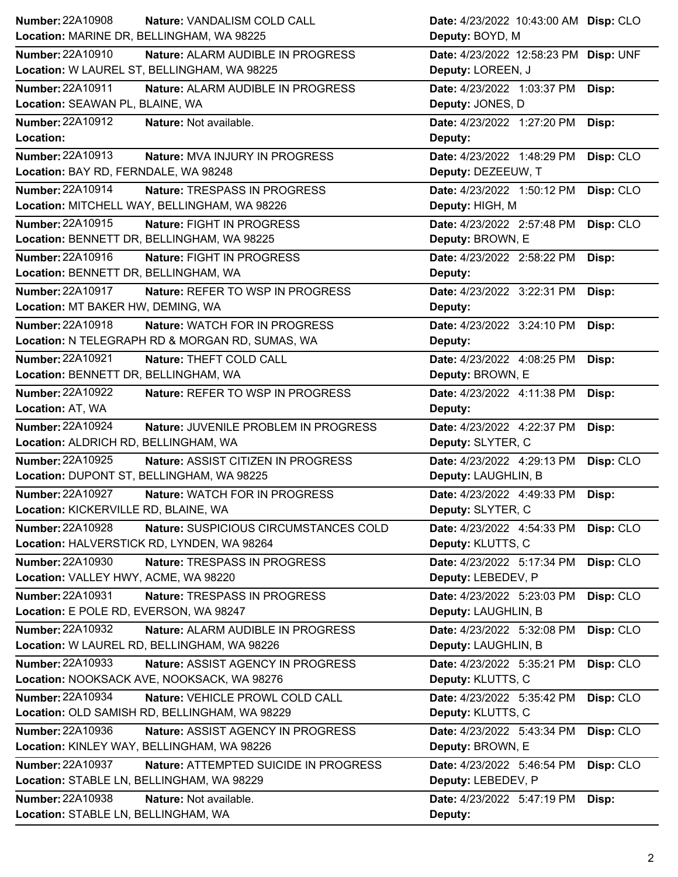**Number:** 22A10908 **Nature:** VANDALISM COLD CALL **Date:** 4/23/2022 10:43:00 AM **Disp:** CLO
**Location:** MARINE DR, BELLINGHAM, WA 98225 **Deputy:** BOYD, M

**Number:** 22A10910 **Nature:** ALARM AUDIBLE IN PROGRESS **Date:** 4/23/2022 12:58:23 PM **Disp:** UNF
**Location:** W LAUREL ST, BELLINGHAM, WA 98225 **Deputy:** LOREEN, J

**Number:** 22A10911 **Nature:** ALARM AUDIBLE IN PROGRESS **Date:** 4/23/2022 1:03:37 PM **Disp:**
**Location:** SEAWAN PL, BLAINE, WA **Deputy:** JONES, D

**Number:** 22A10912 **Nature:** Not available. **Date:** 4/23/2022 1:27:20 PM **Disp:**
**Location:** **Deputy:**

**Number:** 22A10913 **Nature:** MVA INJURY IN PROGRESS **Date:** 4/23/2022 1:48:29 PM **Disp:** CLO
**Location:** BAY RD, FERNDALE, WA 98248 **Deputy:** DEZEEUW, T

**Number:** 22A10914 **Nature:** TRESPASS IN PROGRESS **Date:** 4/23/2022 1:50:12 PM **Disp:** CLO
**Location:** MITCHELL WAY, BELLINGHAM, WA 98226 **Deputy:** HIGH, M

**Number:** 22A10915 **Nature:** FIGHT IN PROGRESS **Date:** 4/23/2022 2:57:48 PM **Disp:** CLO
**Location:** BENNETT DR, BELLINGHAM, WA 98225 **Deputy:** BROWN, E

**Number:** 22A10916 **Nature:** FIGHT IN PROGRESS **Date:** 4/23/2022 2:58:22 PM **Disp:**
**Location:** BENNETT DR, BELLINGHAM, WA **Deputy:**

**Number:** 22A10917 **Nature:** REFER TO WSP IN PROGRESS **Date:** 4/23/2022 3:22:31 PM **Disp:**
**Location:** MT BAKER HW, DEMING, WA **Deputy:**

**Number:** 22A10918 **Nature:** WATCH FOR IN PROGRESS **Date:** 4/23/2022 3:24:10 PM **Disp:**
**Location:** N TELEGRAPH RD & MORGAN RD, SUMAS, WA **Deputy:**

**Number:** 22A10921 **Nature:** THEFT COLD CALL **Date:** 4/23/2022 4:08:25 PM **Disp:**
**Location:** BENNETT DR, BELLINGHAM, WA **Deputy:** BROWN, E

**Number:** 22A10922 **Nature:** REFER TO WSP IN PROGRESS **Date:** 4/23/2022 4:11:38 PM **Disp:**
**Location:** AT, WA **Deputy:**

**Number:** 22A10924 **Nature:** JUVENILE PROBLEM IN PROGRESS **Date:** 4/23/2022 4:22:37 PM **Disp:**
**Location:** ALDRICH RD, BELLINGHAM, WA **Deputy:** SLYTER, C

**Number:** 22A10925 **Nature:** ASSIST CITIZEN IN PROGRESS **Date:** 4/23/2022 4:29:13 PM **Disp:** CLO
**Location:** DUPONT ST, BELLINGHAM, WA 98225 **Deputy:** LAUGHLIN, B

**Number:** 22A10927 **Nature:** WATCH FOR IN PROGRESS **Date:** 4/23/2022 4:49:33 PM **Disp:**
**Location:** KICKERVILLE RD, BLAINE, WA **Deputy:** SLYTER, C

**Number:** 22A10928 **Nature:** SUSPICIOUS CIRCUMSTANCES COLD **Date:** 4/23/2022 4:54:33 PM **Disp:** CLO
**Location:** HALVERSTICK RD, LYNDEN, WA 98264 **Deputy:** KLUTTS, C

**Number:** 22A10930 **Nature:** TRESPASS IN PROGRESS **Date:** 4/23/2022 5:17:34 PM **Disp:** CLO
**Location:** VALLEY HWY, ACME, WA 98220 **Deputy:** LEBEDEV, P

**Number:** 22A10931 **Nature:** TRESPASS IN PROGRESS **Date:** 4/23/2022 5:23:03 PM **Disp:** CLO
**Location:** E POLE RD, EVERSON, WA 98247 **Deputy:** LAUGHLIN, B

**Number:** 22A10932 **Nature:** ALARM AUDIBLE IN PROGRESS **Date:** 4/23/2022 5:32:08 PM **Disp:** CLO
**Location:** W LAUREL RD, BELLINGHAM, WA 98226 **Deputy:** LAUGHLIN, B

**Number:** 22A10933 **Nature:** ASSIST AGENCY IN PROGRESS **Date:** 4/23/2022 5:35:21 PM **Disp:** CLO
**Location:** NOOKSACK AVE, NOOKSACK, WA 98276 **Deputy:** KLUTTS, C

**Number:** 22A10934 **Nature:** VEHICLE PROWL COLD CALL **Date:** 4/23/2022 5:35:42 PM **Disp:** CLO
**Location:** OLD SAMISH RD, BELLINGHAM, WA 98229 **Deputy:** KLUTTS, C

**Number:** 22A10936 **Nature:** ASSIST AGENCY IN PROGRESS **Date:** 4/23/2022 5:43:34 PM **Disp:** CLO
**Location:** KINLEY WAY, BELLINGHAM, WA 98226 **Deputy:** BROWN, E

**Number:** 22A10937 **Nature:** ATTEMPTED SUICIDE IN PROGRESS **Date:** 4/23/2022 5:46:54 PM **Disp:** CLO
**Location:** STABLE LN, BELLINGHAM, WA 98229 **Deputy:** LEBEDEV, P

**Number:** 22A10938 **Nature:** Not available. **Date:** 4/23/2022 5:47:19 PM **Disp:**
**Location:** STABLE LN, BELLINGHAM, WA **Deputy:**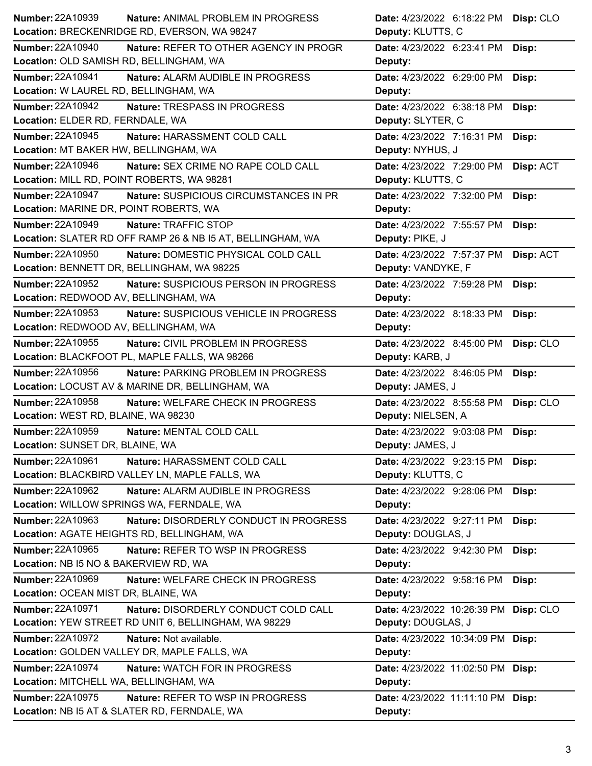**Number:** 22A10939 **Nature:** ANIMAL PROBLEM IN PROGRESS **Date:** 4/23/2022 6:18:22 PM **Disp:** CLO
**Location:** BRECKENRIDGE RD, EVERSON, WA 98247 **Deputy:** KLUTTS, C

---

**Number:** 22A10940 **Nature:** REFER TO OTHER AGENCY IN PROGR **Date:** 4/23/2022 6:23:41 PM **Disp:**
**Location:** OLD SAMISH RD, BELLINGHAM, WA **Deputy:**

---

**Number:** 22A10941 **Nature:** ALARM AUDIBLE IN PROGRESS **Date:** 4/23/2022 6:29:00 PM **Disp:**
**Location:** W LAUREL RD, BELLINGHAM, WA **Deputy:**

---

**Number:** 22A10942 **Nature:** TRESPASS IN PROGRESS **Date:** 4/23/2022 6:38:18 PM **Disp:**
**Location:** ELDER RD, FERNDALE, WA **Deputy:** SLYTER, C

---

**Number:** 22A10945 **Nature:** HARASSMENT COLD CALL **Date:** 4/23/2022 7:16:31 PM **Disp:**
**Location:** MT BAKER HW, BELLINGHAM, WA **Deputy:** NYHUS, J

---

**Number:** 22A10946 **Nature:** SEX CRIME NO RAPE COLD CALL **Date:** 4/23/2022 7:29:00 PM **Disp:** ACT
**Location:** MILL RD, POINT ROBERTS, WA 98281 **Deputy:** KLUTTS, C

---

**Number:** 22A10947 **Nature:** SUSPICIOUS CIRCUMSTANCES IN PR **Date:** 4/23/2022 7:32:00 PM **Disp:**
**Location:** MARINE DR, POINT ROBERTS, WA **Deputy:**

---

**Number:** 22A10949 **Nature:** TRAFFIC STOP **Date:** 4/23/2022 7:55:57 PM **Disp:**
**Location:** SLATER RD OFF RAMP 26 & NB I5 AT, BELLINGHAM, WA **Deputy:** PIKE, J

---

**Number:** 22A10950 **Nature:** DOMESTIC PHYSICAL COLD CALL **Date:** 4/23/2022 7:57:37 PM **Disp:** ACT
**Location:** BENNETT DR, BELLINGHAM, WA 98225 **Deputy:** VANDYKE, F

---

**Number:** 22A10952 **Nature:** SUSPICIOUS PERSON IN PROGRESS **Date:** 4/23/2022 7:59:28 PM **Disp:**
**Location:** REDWOOD AV, BELLINGHAM, WA **Deputy:**

---

**Number:** 22A10953 **Nature:** SUSPICIOUS VEHICLE IN PROGRESS **Date:** 4/23/2022 8:18:33 PM **Disp:**
**Location:** REDWOOD AV, BELLINGHAM, WA **Deputy:**

---

**Number:** 22A10955 **Nature:** CIVIL PROBLEM IN PROGRESS **Date:** 4/23/2022 8:45:00 PM **Disp:** CLO
**Location:** BLACKFOOT PL, MAPLE FALLS, WA 98266 **Deputy:** KARB, J

---

**Number:** 22A10956 **Nature:** PARKING PROBLEM IN PROGRESS **Date:** 4/23/2022 8:46:05 PM **Disp:**
**Location:** LOCUST AV & MARINE DR, BELLINGHAM, WA **Deputy:** JAMES, J

---

**Number:** 22A10958 **Nature:** WELFARE CHECK IN PROGRESS **Date:** 4/23/2022 8:55:58 PM **Disp:** CLO
**Location:** WEST RD, BLAINE, WA 98230 **Deputy:** NIELSEN, A

---

**Number:** 22A10959 **Nature:** MENTAL COLD CALL **Date:** 4/23/2022 9:03:08 PM **Disp:**
**Location:** SUNSET DR, BLAINE, WA **Deputy:** JAMES, J

---

**Number:** 22A10961 **Nature:** HARASSMENT COLD CALL **Date:** 4/23/2022 9:23:15 PM **Disp:**
**Location:** BLACKBIRD VALLEY LN, MAPLE FALLS, WA **Deputy:** KLUTTS, C

---

**Number:** 22A10962 **Nature:** ALARM AUDIBLE IN PROGRESS **Date:** 4/23/2022 9:28:06 PM **Disp:**
**Location:** WILLOW SPRINGS WA, FERNDALE, WA **Deputy:**

---

**Number:** 22A10963 **Nature:** DISORDERLY CONDUCT IN PROGRESS **Date:** 4/23/2022 9:27:11 PM **Disp:**
**Location:** AGATE HEIGHTS RD, BELLINGHAM, WA **Deputy:** DOUGLAS, J

---

**Number:** 22A10965 **Nature:** REFER TO WSP IN PROGRESS **Date:** 4/23/2022 9:42:30 PM **Disp:**
**Location:** NB I5 NO & BAKERVIEW RD, WA **Deputy:**

---

**Number:** 22A10969 **Nature:** WELFARE CHECK IN PROGRESS **Date:** 4/23/2022 9:58:16 PM **Disp:**
**Location:** OCEAN MIST DR, BLAINE, WA **Deputy:**

---

**Number:** 22A10971 **Nature:** DISORDERLY CONDUCT COLD CALL **Date:** 4/23/2022 10:26:39 PM **Disp:** CLO
**Location:** YEW STREET RD UNIT 6, BELLINGHAM, WA 98229 **Deputy:** DOUGLAS, J

---

**Number:** 22A10972 **Nature:** Not available. **Date:** 4/23/2022 10:34:09 PM **Disp:**
**Location:** GOLDEN VALLEY DR, MAPLE FALLS, WA **Deputy:**

---

**Number:** 22A10974 **Nature:** WATCH FOR IN PROGRESS **Date:** 4/23/2022 11:02:50 PM **Disp:**
**Location:** MITCHELL WA, BELLINGHAM, WA **Deputy:**

---

**Number:** 22A10975 **Nature:** REFER TO WSP IN PROGRESS **Date:** 4/23/2022 11:11:10 PM **Disp:**
**Location:** NB I5 AT & SLATER RD, FERNDALE, WA **Deputy:**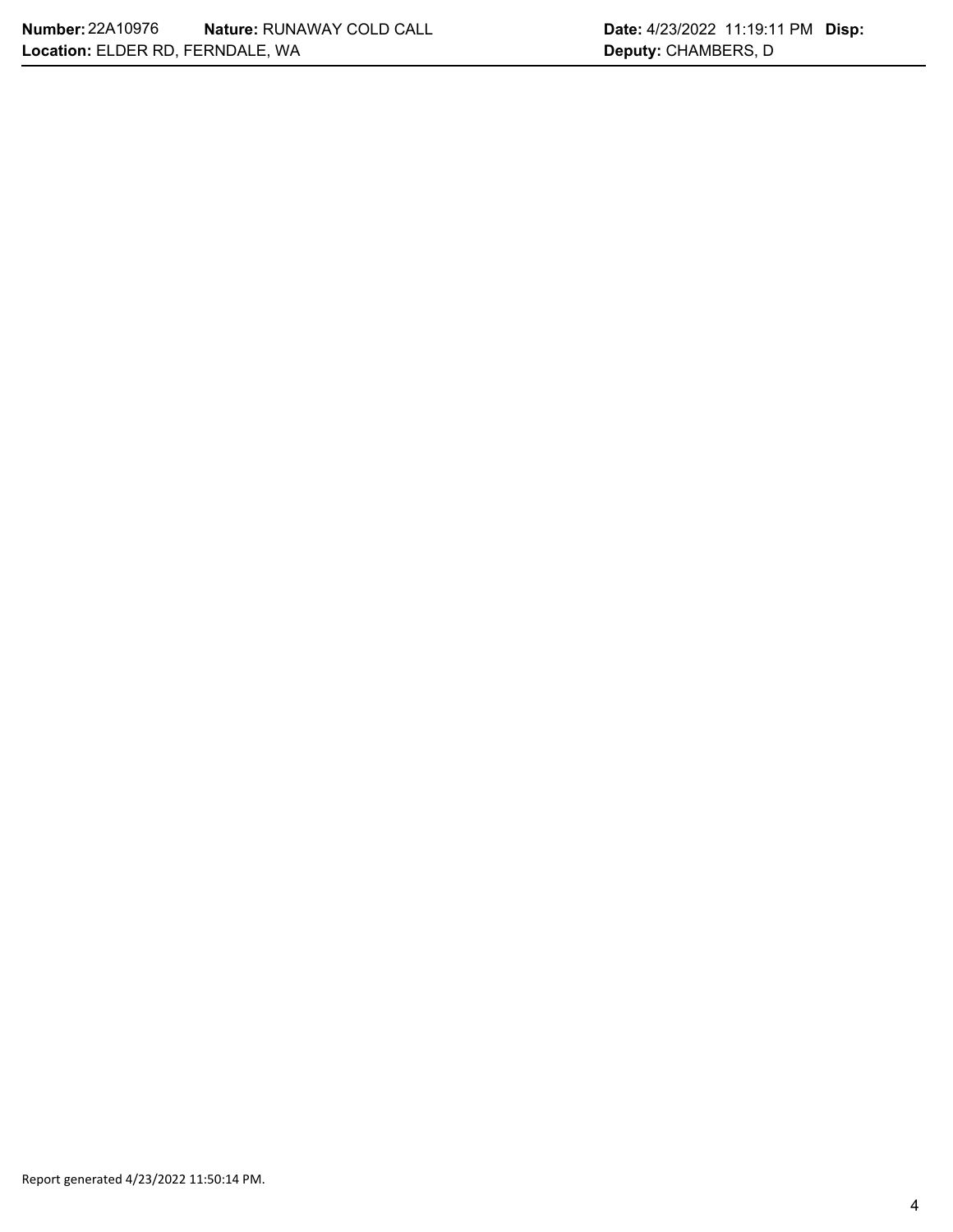**Number:** 22A10976 **Nature:** RUNAWAY COLD CALL **Date:** 4/23/2022 11:19:11 PM **Disp:**

**Location:** ELDER RD, FERNDALE, WA **Deputy:** CHAMBERS, D